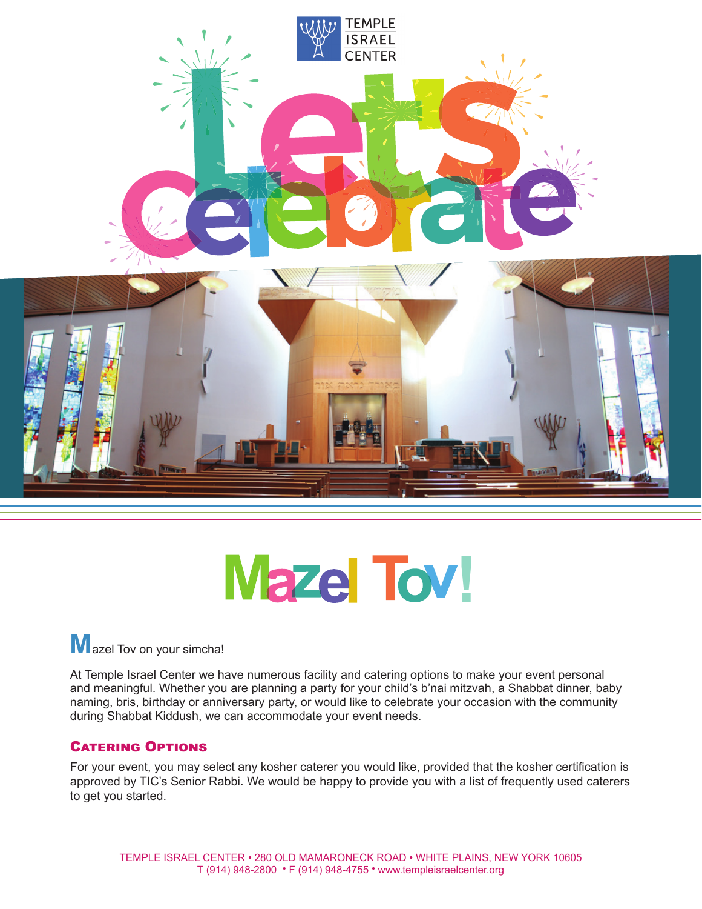TEMPLE ISRAEL CENTER

# Let's Celebrate

## Mazel Tov!

Mazel Tov on your simcha!

At Temple Israel Center we have numerous facility and catering options to make your event personal and meaningful. Whether you are planning a party for your child's b'nai mitzvah, a Shabbat dinner, baby naming, bris, birthday or anniversary party, or would like to celebrate your occasion with the community during Shabbat Kiddush, we can accommodate your event needs.

### Catering Options

For your event, you may select any kosher caterer you would like, provided that the kosher certification is approved by TIC's Senior Rabbi. We would be happy to provide you with a list of frequently used caterers to get you started.

TEMPLE ISRAEL CENTER • 280 OLD MAMARONECK ROAD • WHITE PLAINS, NEW YORK 10605
T (914) 948-2800 • F (914) 948-4755 • www.templeisraelcenter.org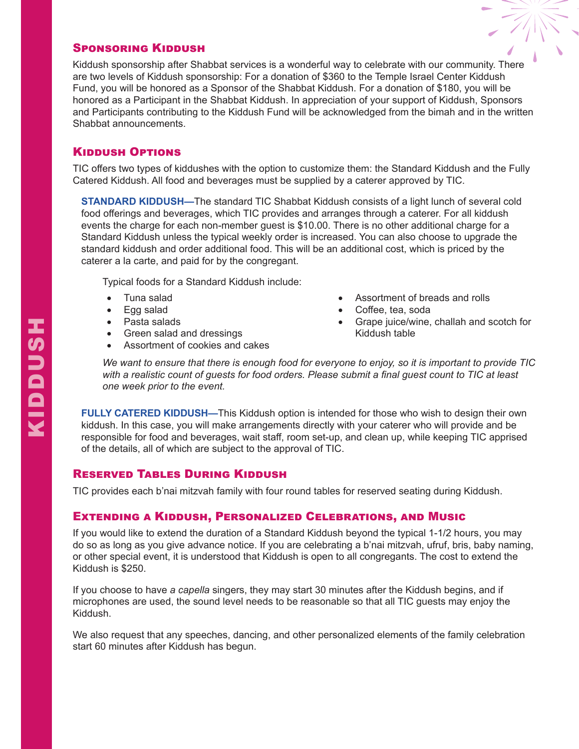## Sponsoring Kiddush

Kiddush sponsorship after Shabbat services is a wonderful way to celebrate with our community. There are two levels of Kiddush sponsorship: For a donation of $360 to the Temple Israel Center Kiddush Fund, you will be honored as a Sponsor of the Shabbat Kiddush. For a donation of $180, you will be honored as a Participant in the Shabbat Kiddush. In appreciation of your support of Kiddush, Sponsors and Participants contributing to the Kiddush Fund will be acknowledged from the bimah and in the written Shabbat announcements.

## Kiddush Options

TIC offers two types of kiddushes with the option to customize them: the Standard Kiddush and the Fully Catered Kiddush. All food and beverages must be supplied by a caterer approved by TIC.

**STANDARD KIDDUSH—**The standard TIC Shabbat Kiddush consists of a light lunch of several cold food offerings and beverages, which TIC provides and arranges through a caterer. For all kiddush events the charge for each non-member guest is $10.00. There is no other additional charge for a Standard Kiddush unless the typical weekly order is increased. You can also choose to upgrade the standard kiddush and order additional food. This will be an additional cost, which is priced by the caterer a la carte, and paid for by the congregant.

Typical foods for a Standard Kiddush include:

- Tuna salad
- Egg salad
- Pasta salads
- Green salad and dressings
- Assortment of cookies and cakes
- Assortment of breads and rolls
- Coffee, tea, soda
- Grape juice/wine, challah and scotch for Kiddush table

*We want to ensure that there is enough food for everyone to enjoy, so it is important to provide TIC with a realistic count of guests for food orders. Please submit a final guest count to TIC at least one week prior to the event.*

**FULLY CATERED KIDDUSH—**This Kiddush option is intended for those who wish to design their own kiddush. In this case, you will make arrangements directly with your caterer who will provide and be responsible for food and beverages, wait staff, room set-up, and clean up, while keeping TIC apprised of the details, all of which are subject to the approval of TIC.

## Reserved Tables During Kiddush

TIC provides each b'nai mitzvah family with four round tables for reserved seating during Kiddush.

## Extending a Kiddush, Personalized Celebrations, and Music

If you would like to extend the duration of a Standard Kiddush beyond the typical 1-1/2 hours, you may do so as long as you give advance notice. If you are celebrating a b'nai mitzvah, ufruf, bris, baby naming, or other special event, it is understood that Kiddush is open to all congregants. The cost to extend the Kiddush is $250.

If you choose to have *a capella* singers, they may start 30 minutes after the Kiddush begins, and if microphones are used, the sound level needs to be reasonable so that all TIC guests may enjoy the Kiddush.

We also request that any speeches, dancing, and other personalized elements of the family celebration start 60 minutes after Kiddush has begun.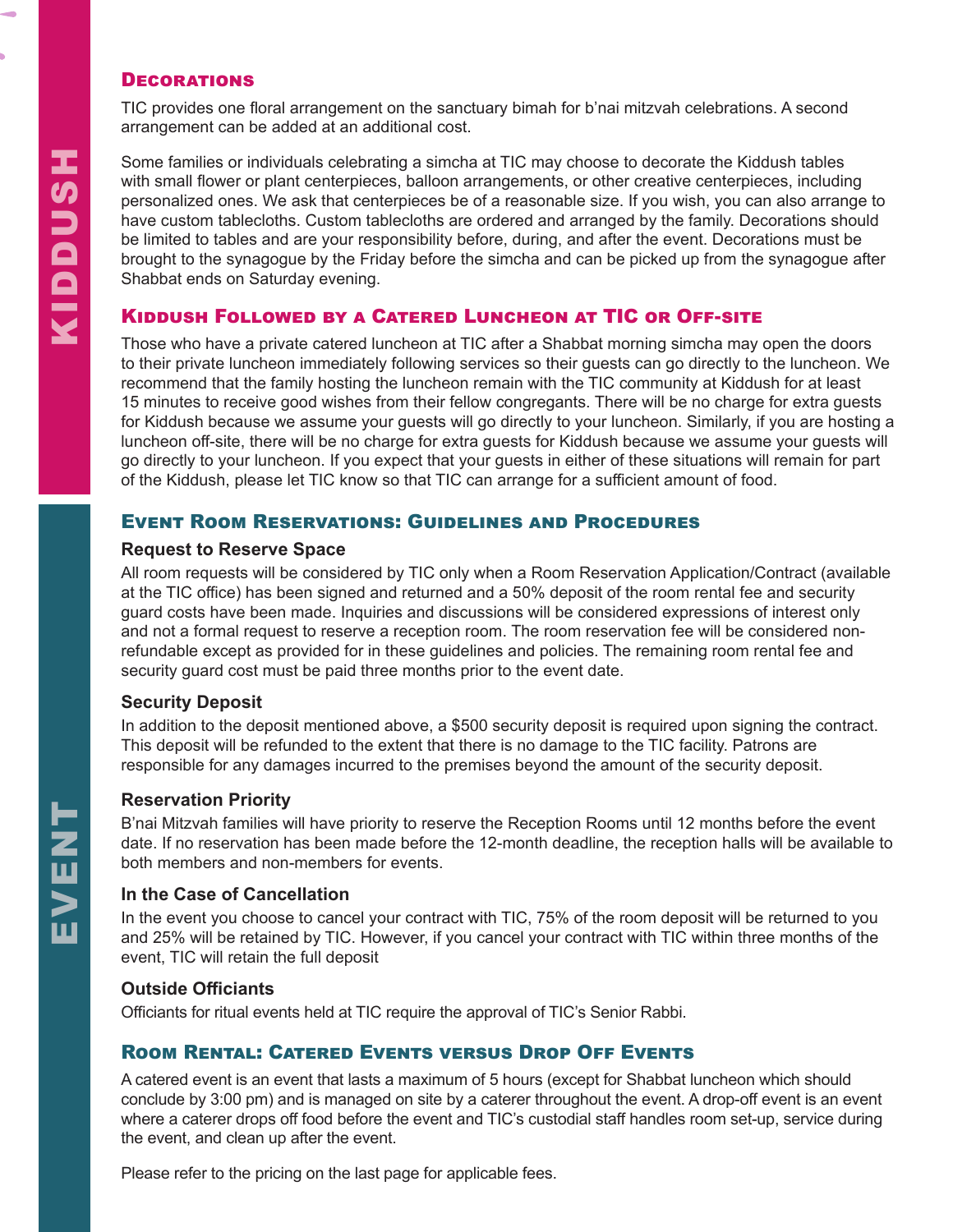## Decorations

TIC provides one floral arrangement on the sanctuary bimah for b'nai mitzvah celebrations. A second arrangement can be added at an additional cost.

Some families or individuals celebrating a simcha at TIC may choose to decorate the Kiddush tables with small flower or plant centerpieces, balloon arrangements, or other creative centerpieces, including personalized ones. We ask that centerpieces be of a reasonable size. If you wish, you can also arrange to have custom tablecloths. Custom tablecloths are ordered and arranged by the family. Decorations should be limited to tables and are your responsibility before, during, and after the event. Decorations must be brought to the synagogue by the Friday before the simcha and can be picked up from the synagogue after Shabbat ends on Saturday evening.

## Kiddush Followed by a Catered Luncheon at TIC or Off-site

Those who have a private catered luncheon at TIC after a Shabbat morning simcha may open the doors to their private luncheon immediately following services so their guests can go directly to the luncheon. We recommend that the family hosting the luncheon remain with the TIC community at Kiddush for at least 15 minutes to receive good wishes from their fellow congregants. There will be no charge for extra guests for Kiddush because we assume your guests will go directly to your luncheon. Similarly, if you are hosting a luncheon off-site, there will be no charge for extra guests for Kiddush because we assume your guests will go directly to your luncheon. If you expect that your guests in either of these situations will remain for part of the Kiddush, please let TIC know so that TIC can arrange for a sufficient amount of food.

## Event Room Reservations: Guidelines and Procedures

### Request to Reserve Space

All room requests will be considered by TIC only when a Room Reservation Application/Contract (available at the TIC office) has been signed and returned and a 50% deposit of the room rental fee and security guard costs have been made. Inquiries and discussions will be considered expressions of interest only and not a formal request to reserve a reception room. The room reservation fee will be considered non-refundable except as provided for in these guidelines and policies. The remaining room rental fee and security guard cost must be paid three months prior to the event date.

### Security Deposit

In addition to the deposit mentioned above, a $500 security deposit is required upon signing the contract. This deposit will be refunded to the extent that there is no damage to the TIC facility. Patrons are responsible for any damages incurred to the premises beyond the amount of the security deposit.

### Reservation Priority

B'nai Mitzvah families will have priority to reserve the Reception Rooms until 12 months before the event date. If no reservation has been made before the 12-month deadline, the reception halls will be available to both members and non-members for events.

### In the Case of Cancellation

In the event you choose to cancel your contract with TIC, 75% of the room deposit will be returned to you and 25% will be retained by TIC. However, if you cancel your contract with TIC within three months of the event, TIC will retain the full deposit

### Outside Officiants

Officiants for ritual events held at TIC require the approval of TIC's Senior Rabbi.

## Room Rental: Catered Events versus Drop Off Events

A catered event is an event that lasts a maximum of 5 hours (except for Shabbat luncheon which should conclude by 3:00 pm) and is managed on site by a caterer throughout the event. A drop-off event is an event where a caterer drops off food before the event and TIC's custodial staff handles room set-up, service during the event, and clean up after the event.

Please refer to the pricing on the last page for applicable fees.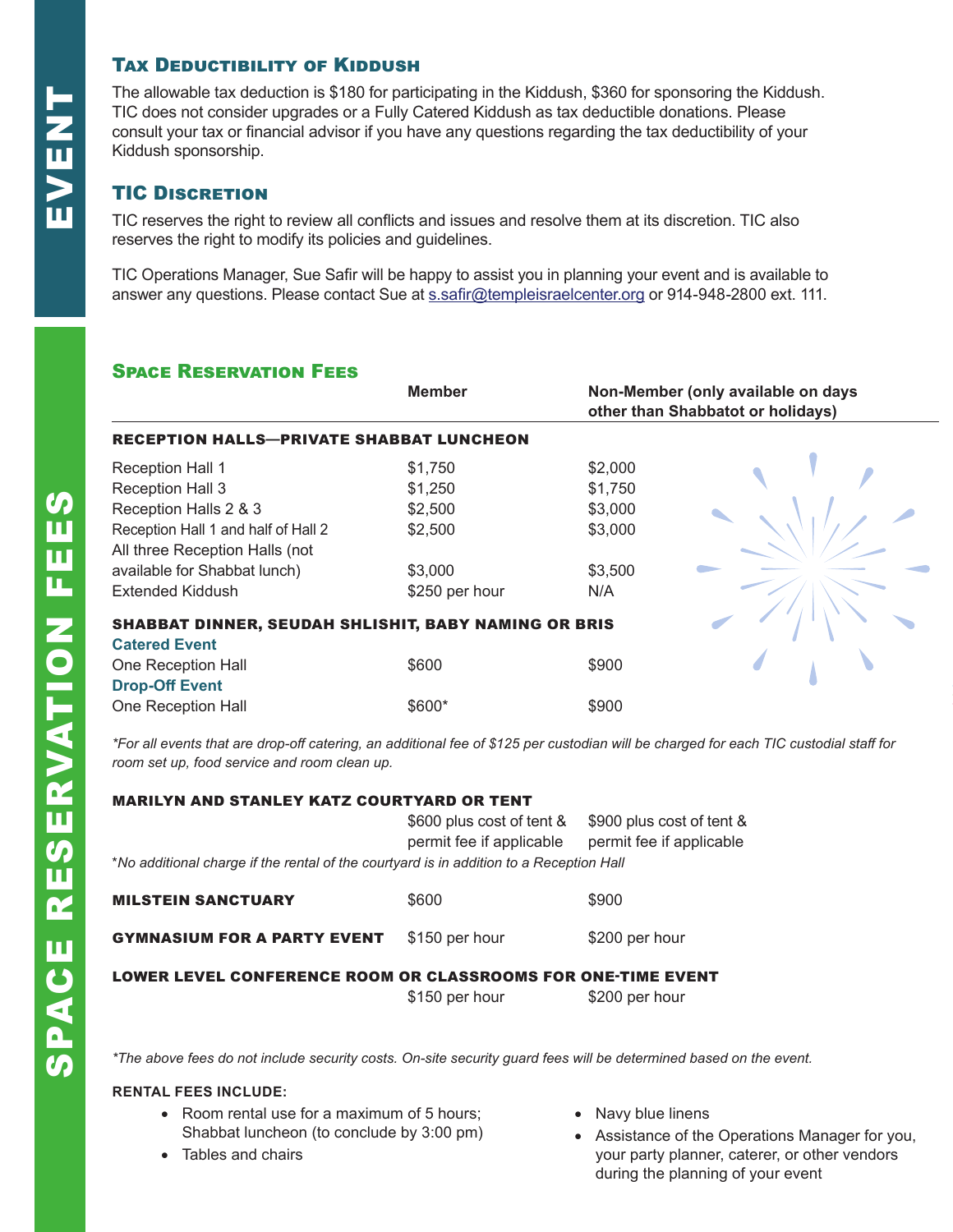## Tax Deductibility of Kiddush

The allowable tax deduction is $180 for participating in the Kiddush, $360 for sponsoring the Kiddush. TIC does not consider upgrades or a Fully Catered Kiddush as tax deductible donations. Please consult your tax or financial advisor if you have any questions regarding the tax deductibility of your Kiddush sponsorship.

## TIC Discretion

TIC reserves the right to review all conflicts and issues and resolve them at its discretion. TIC also reserves the right to modify its policies and guidelines.

TIC Operations Manager, Sue Safir will be happy to assist you in planning your event and is available to answer any questions. Please contact Sue at s.safir@templeisraelcenter.org or 914-948-2800 ext. 111.

## Space Reservation Fees

| | Member | Non-Member (only available on days other than Shabbatot or holidays) |
|---|---|---|
| **RECEPTION HALLS—PRIVATE SHABBAT LUNCHEON** | | |
| Reception Hall 1 | $1,750 | $2,000 |
| Reception Hall 3 | $1,250 | $1,750 |
| Reception Halls 2 & 3 | $2,500 | $3,000 |
| Reception Hall 1 and half of Hall 2 | $2,500 | $3,000 |
| All three Reception Halls (not available for Shabbat lunch) | $3,000 | $3,500 |
| Extended Kiddush | $250 per hour | N/A |
| **SHABBAT DINNER, SEUDAH SHLISHIT, BABY NAMING OR BRIS** | | |
| **Catered Event** | | |
| One Reception Hall | $600 | $900 |
| **Drop-Off Event** | | |
| One Reception Hall | $600* | $900 |

*For all events that are drop-off catering, an additional fee of $125 per custodian will be charged for each TIC custodial staff for room set up, food service and room clean up.*

| | Member | Non-Member |
|---|---|---|
| **MARILYN AND STANLEY KATZ COURTYARD OR TENT** | $600 plus cost of tent & permit fee if applicable | $900 plus cost of tent & permit fee if applicable |

*No additional charge if the rental of the courtyard is in addition to a Reception Hall*

| | Member | Non-Member |
|---|---|---|
| **MILSTEIN SANCTUARY** | $600 | $900 |
| **GYMNASIUM FOR A PARTY EVENT** | $150 per hour | $200 per hour |
| **LOWER LEVEL CONFERENCE ROOM OR CLASSROOMS FOR ONE-TIME EVENT** | $150 per hour | $200 per hour |

*The above fees do not include security costs. On-site security guard fees will be determined based on the event.*

**RENTAL FEES INCLUDE:**

- Room rental use for a maximum of 5 hours; Shabbat luncheon (to conclude by 3:00 pm)
- Tables and chairs
- Navy blue linens
- Assistance of the Operations Manager for you, your party planner, caterer, or other vendors during the planning of your event